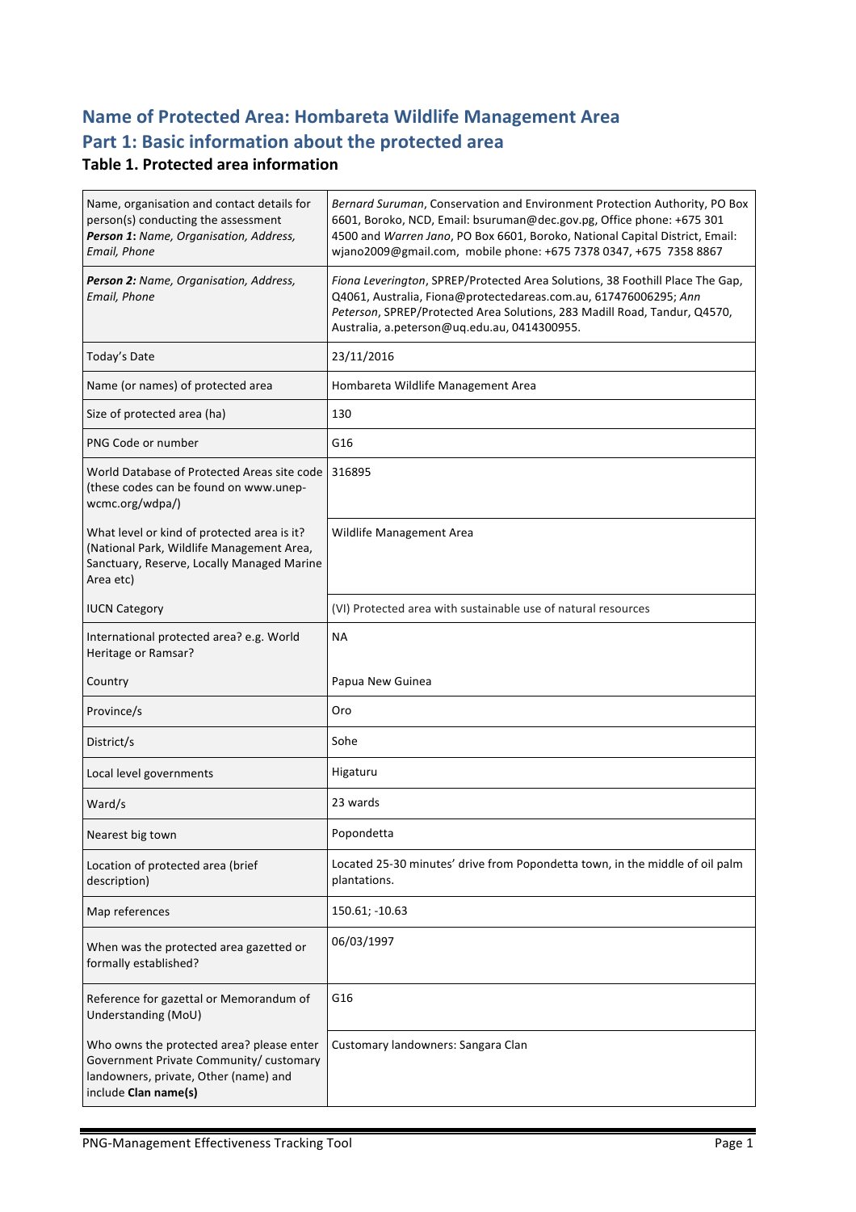# Name of Protected Area: Hombareta Wildlife Management Area

## Part 1: Basic information about the protected area

### Table 1. Protected area information

| | |
|---|---|
| Name, organisation and contact details for person(s) conducting the assessment ***Person 1**: Name, Organisation, Address, Email, Phone* | *Bernard Suruman*, Conservation and Environment Protection Authority, PO Box 6601, Boroko, NCD, Email: bsuruman@dec.gov.pg, Office phone: +675 301 4500 and *Warren Jano*, PO Box 6601, Boroko, National Capital District, Email: wjano2009@gmail.com, mobile phone: +675 7378 0347, +675 7358 8867 |
| ***Person 2:** Name, Organisation, Address, Email, Phone* | *Fiona Leverington*, SPREP/Protected Area Solutions, 38 Foothill Place The Gap, Q4061, Australia, Fiona@protectedareas.com.au, 617476006295; *Ann Peterson*, SPREP/Protected Area Solutions, 283 Madill Road, Tandur, Q4570, Australia, a.peterson@uq.edu.au, 0414300955. |
| Today's Date | 23/11/2016 |
| Name (or names) of protected area | Hombareta Wildlife Management Area |
| Size of protected area (ha) | 130 |
| PNG Code or number | G16 |
| World Database of Protected Areas site code (these codes can be found on www.unep-wcmc.org/wdpa/) | 316895 |
| What level or kind of protected area is it? (National Park, Wildlife Management Area, Sanctuary, Reserve, Locally Managed Marine Area etc) | Wildlife Management Area |
| IUCN Category | (VI) Protected area with sustainable use of natural resources |
| International protected area? e.g. World Heritage or Ramsar? | NA |
| Country | Papua New Guinea |
| Province/s | Oro |
| District/s | Sohe |
| Local level governments | Higaturu |
| Ward/s | 23 wards |
| Nearest big town | Popondetta |
| Location of protected area (brief description) | Located 25-30 minutes' drive from Popondetta town, in the middle of oil palm plantations. |
| Map references | 150.61; -10.63 |
| When was the protected area gazetted or formally established? | 06/03/1997 |
| Reference for gazettal or Memorandum of Understanding (MoU) | G16 |
| Who owns the protected area? please enter Government Private Community/ customary landowners, private, Other (name) and include **Clan name(s)** | Customary landowners: Sangara Clan |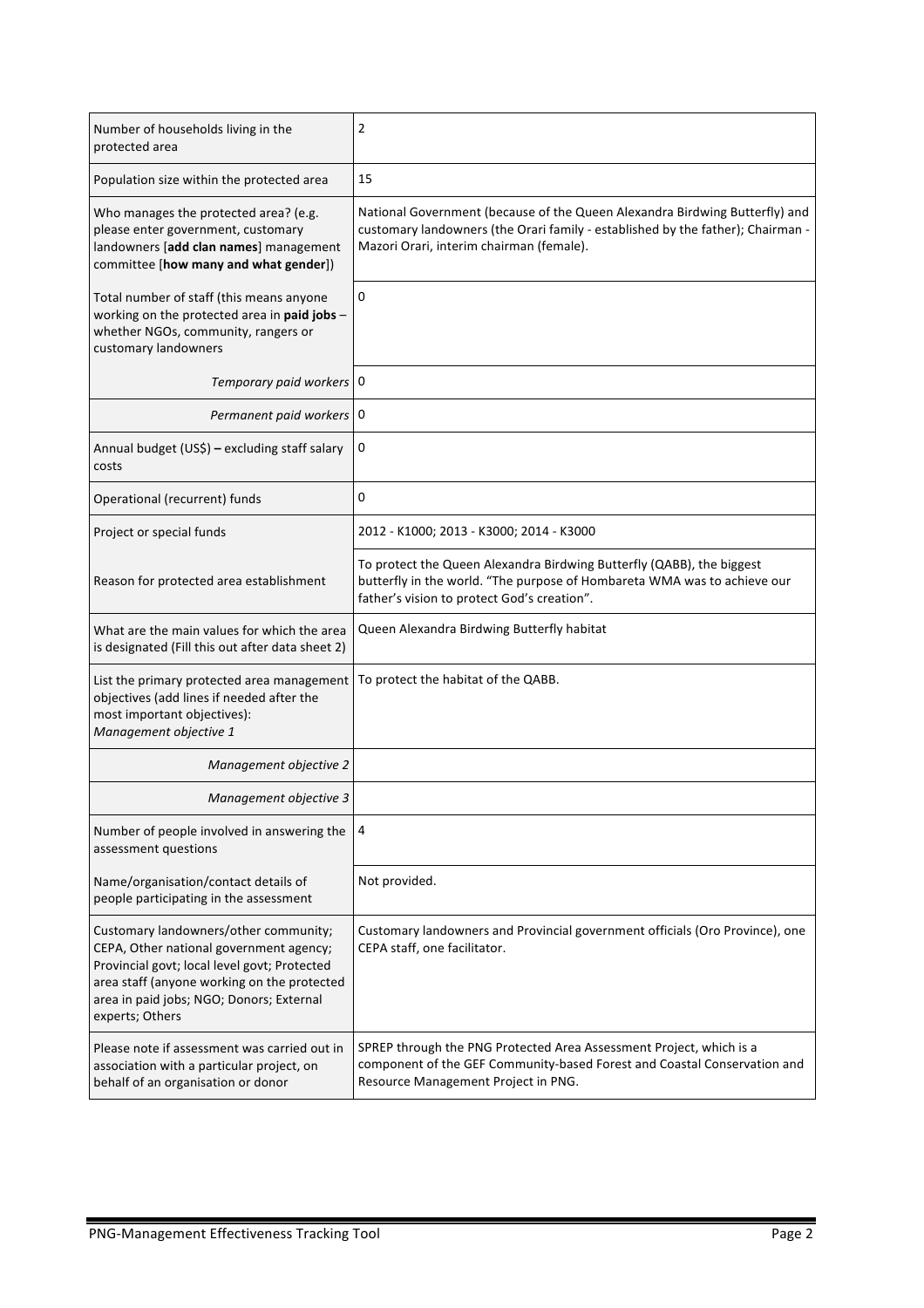| | |
|---|---|
| Number of households living in the protected area | 2 |
| Population size within the protected area | 15 |
| Who manages the protected area? (e.g. please enter government, customary landowners [**add clan names**] management committee [**how many and what gender**]) | National Government (because of the Queen Alexandra Birdwing Butterfly) and customary landowners (the Orari family - established by the father); Chairman - Mazori Orari, interim chairman (female). |
| Total number of staff (this means anyone working on the protected area in **paid jobs** – whether NGOs, community, rangers or customary landowners | 0 |
| *Temporary paid workers* | 0 |
| *Permanent paid workers* | 0 |
| Annual budget (US$) **–** excluding staff salary costs | 0 |
| Operational (recurrent) funds | 0 |
| Project or special funds | 2012 - K1000; 2013 - K3000; 2014 - K3000 |
| Reason for protected area establishment | To protect the Queen Alexandra Birdwing Butterfly (QABB), the biggest butterfly in the world. "The purpose of Hombareta WMA was to achieve our father's vision to protect God's creation". |
| What are the main values for which the area is designated (Fill this out after data sheet 2) | Queen Alexandra Birdwing Butterfly habitat |
| List the primary protected area management objectives (add lines if needed after the most important objectives): *Management objective 1* | To protect the habitat of the QABB. |
| *Management objective 2* | |
| *Management objective 3* | |
| Number of people involved in answering the assessment questions | 4 |
| Name/organisation/contact details of people participating in the assessment | Not provided. |
| Customary landowners/other community; CEPA, Other national government agency; Provincial govt; local level govt; Protected area staff (anyone working on the protected area in paid jobs; NGO; Donors; External experts; Others | Customary landowners and Provincial government officials (Oro Province), one CEPA staff, one facilitator. |
| Please note if assessment was carried out in association with a particular project, on behalf of an organisation or donor | SPREP through the PNG Protected Area Assessment Project, which is a component of the GEF Community-based Forest and Coastal Conservation and Resource Management Project in PNG. |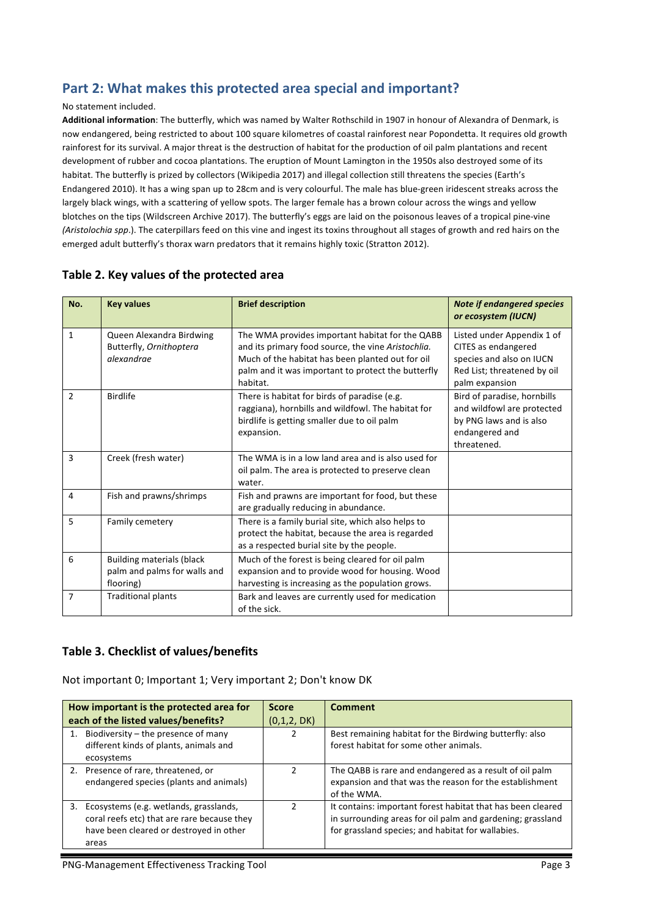## Part 2: What makes this protected area special and important?

No statement included.

**Additional information**: The butterfly, which was named by Walter Rothschild in 1907 in honour of Alexandra of Denmark, is now endangered, being restricted to about 100 square kilometres of coastal rainforest near Popondetta. It requires old growth rainforest for its survival. A major threat is the destruction of habitat for the production of oil palm plantations and recent development of rubber and cocoa plantations. The eruption of Mount Lamington in the 1950s also destroyed some of its habitat. The butterfly is prized by collectors (Wikipedia 2017) and illegal collection still threatens the species (Earth's Endangered 2010). It has a wing span up to 28cm and is very colourful. The male has blue-green iridescent streaks across the largely black wings, with a scattering of yellow spots. The larger female has a brown colour across the wings and yellow blotches on the tips (Wildscreen Archive 2017). The butterfly's eggs are laid on the poisonous leaves of a tropical pine-vine *(Aristolochia spp*.). The caterpillars feed on this vine and ingest its toxins throughout all stages of growth and red hairs on the emerged adult butterfly's thorax warn predators that it remains highly toxic (Stratton 2012).

### Table 2. Key values of the protected area

| No. | Key values | Brief description | *Note if endangered species or ecosystem (IUCN)* |
|---|---|---|---|
| 1 | Queen Alexandra Birdwing Butterfly, *Ornithoptera alexandrae* | The WMA provides important habitat for the QABB and its primary food source, the vine *Aristochlia.* Much of the habitat has been planted out for oil palm plantations and it was important to protect the butterfly habitat. | Listed under Appendix 1 of CITES as endangered species and also on IUCN Red List; threatened by oil palm expansion |
| 2 | Birdlife | There is habitat for birds of paradise (e.g. raggiana), hornbills and wildfowl. The habitat for birdlife is getting smaller due to oil palm expansion. | Bird of paradise, hornbills and wildfowl are protected by PNG laws and is also endangered and threatened. |
| 3 | Creek (fresh water) | The WMA is in a low land area and is also used for oil palm. The area is protected to preserve clean water. | |
| 4 | Fish and prawns/shrimps | Fish and prawns are important for food, but these are gradually reducing in abundance. | |
| 5 | Family cemetery | There is a family burial site, which also helps to protect the habitat, because the area is regarded as a respected burial site by the people. | |
| 6 | Building materials (black palm and palms for walls and flooring) | Much of the forest is being cleared for oil palm expansion and to provide wood for housing. Wood harvesting is increasing as the population grows. | |
| 7 | Traditional plants | Bark and leaves are currently used for medication of the sick. | |

### Table 3. Checklist of values/benefits

Not important 0; Important 1; Very important 2; Don't know DK

| How important is the protected area for each of the listed values/benefits? | Score (0,1,2, DK) | Comment |
|---|---|---|
| 1. Biodiversity – the presence of many different kinds of plants, animals and ecosystems | 2 | Best remaining habitat for the Birdwing butterfly: also forest habitat for some other animals. |
| 2. Presence of rare, threatened, or endangered species (plants and animals) | 2 | The QABB is rare and endangered as a result of oil palm expansion and that was the reason for the establishment of the WMA. |
| 3. Ecosystems (e.g. wetlands, grasslands, coral reefs etc) that are rare because they have been cleared or destroyed in other areas | 2 | It contains: important forest habitat that has been cleared in surrounding areas for oil palm and gardening; grassland for grassland species; and habitat for wallabies. |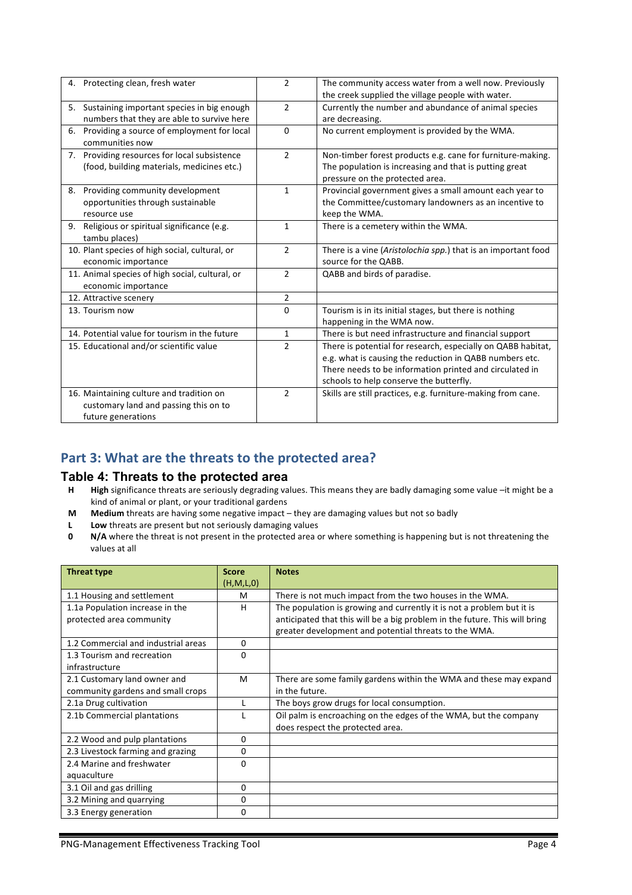| | | |
|---|---|---|
| 4. Protecting clean, fresh water | 2 | The community access water from a well now. Previously the creek supplied the village people with water. |
| 5. Sustaining important species in big enough numbers that they are able to survive here | 2 | Currently the number and abundance of animal species are decreasing. |
| 6. Providing a source of employment for local communities now | 0 | No current employment is provided by the WMA. |
| 7. Providing resources for local subsistence (food, building materials, medicines etc.) | 2 | Non-timber forest products e.g. cane for furniture-making. The population is increasing and that is putting great pressure on the protected area. |
| 8. Providing community development opportunities through sustainable resource use | 1 | Provincial government gives a small amount each year to the Committee/customary landowners as an incentive to keep the WMA. |
| 9. Religious or spiritual significance (e.g. tambu places) | 1 | There is a cemetery within the WMA. |
| 10. Plant species of high social, cultural, or economic importance | 2 | There is a vine (*Aristolochia spp.*) that is an important food source for the QABB. |
| 11. Animal species of high social, cultural, or economic importance | 2 | QABB and birds of paradise. |
| 12. Attractive scenery | 2 | |
| 13. Tourism now | 0 | Tourism is in its initial stages, but there is nothing happening in the WMA now. |
| 14. Potential value for tourism in the future | 1 | There is but need infrastructure and financial support |
| 15. Educational and/or scientific value | 2 | There is potential for research, especially on QABB habitat, e.g. what is causing the reduction in QABB numbers etc. There needs to be information printed and circulated in schools to help conserve the butterfly. |
| 16. Maintaining culture and tradition on customary land and passing this on to future generations | 2 | Skills are still practices, e.g. furniture-making from cane. |

## Part 3: What are the threats to the protected area?

### Table 4: Threats to the protected area

- **H** **High** significance threats are seriously degrading values. This means they are badly damaging some value –it might be a kind of animal or plant, or your traditional gardens
- **M** **Medium** threats are having some negative impact – they are damaging values but not so badly
- **L** **Low** threats are present but not seriously damaging values
- **0** **N/A** where the threat is not present in the protected area or where something is happening but is not threatening the values at all

| Threat type | Score (H,M,L,0) | Notes |
|---|---|---|
| 1.1 Housing and settlement | M | There is not much impact from the two houses in the WMA. |
| 1.1a Population increase in the protected area community | H | The population is growing and currently it is not a problem but it is anticipated that this will be a big problem in the future. This will bring greater development and potential threats to the WMA. |
| 1.2 Commercial and industrial areas | 0 | |
| 1.3 Tourism and recreation infrastructure | 0 | |
| 2.1 Customary land owner and community gardens and small crops | M | There are some family gardens within the WMA and these may expand in the future. |
| 2.1a Drug cultivation | L | The boys grow drugs for local consumption. |
| 2.1b Commercial plantations | L | Oil palm is encroaching on the edges of the WMA, but the company does respect the protected area. |
| 2.2 Wood and pulp plantations | 0 | |
| 2.3 Livestock farming and grazing | 0 | |
| 2.4 Marine and freshwater aquaculture | 0 | |
| 3.1 Oil and gas drilling | 0 | |
| 3.2 Mining and quarrying | 0 | |
| 3.3 Energy generation | 0 | |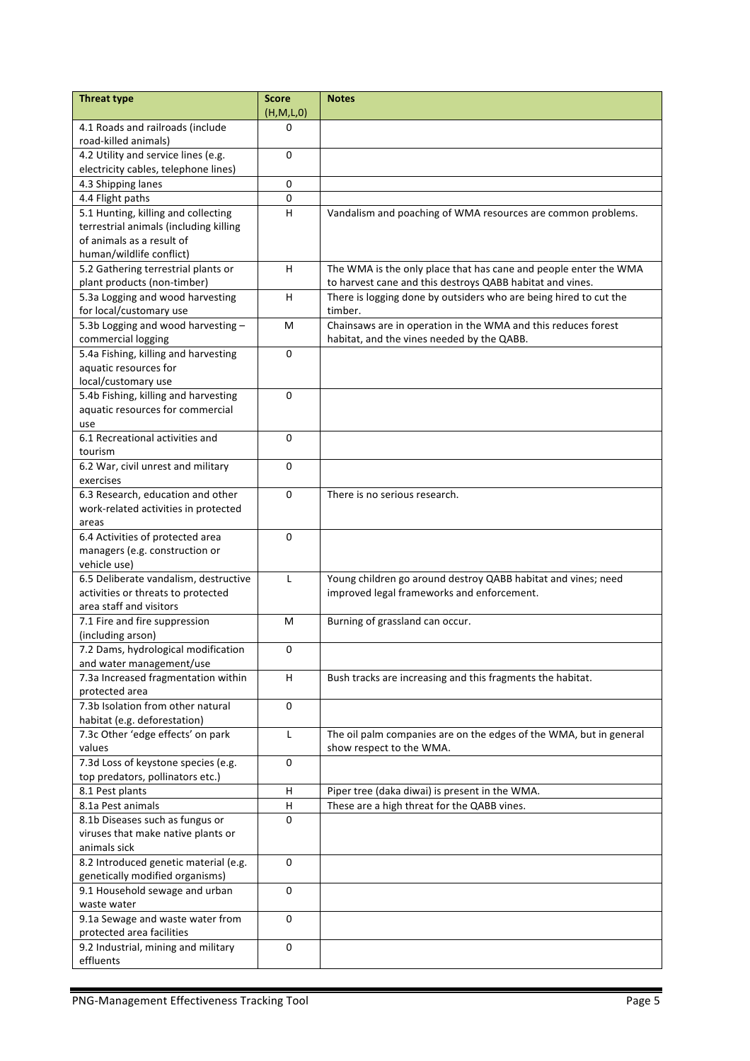| Threat type | Score (H,M,L,0) | Notes |
|---|---|---|
| 4.1 Roads and railroads (include road-killed animals) | 0 | |
| 4.2 Utility and service lines (e.g. electricity cables, telephone lines) | 0 | |
| 4.3 Shipping lanes | 0 | |
| 4.4 Flight paths | 0 | |
| 5.1 Hunting, killing and collecting terrestrial animals (including killing of animals as a result of human/wildlife conflict) | H | Vandalism and poaching of WMA resources are common problems. |
| 5.2 Gathering terrestrial plants or plant products (non-timber) | H | The WMA is the only place that has cane and people enter the WMA to harvest cane and this destroys QABB habitat and vines. |
| 5.3a Logging and wood harvesting for local/customary use | H | There is logging done by outsiders who are being hired to cut the timber. |
| 5.3b Logging and wood harvesting – commercial logging | M | Chainsaws are in operation in the WMA and this reduces forest habitat, and the vines needed by the QABB. |
| 5.4a Fishing, killing and harvesting aquatic resources for local/customary use | 0 | |
| 5.4b Fishing, killing and harvesting aquatic resources for commercial use | 0 | |
| 6.1 Recreational activities and tourism | 0 | |
| 6.2 War, civil unrest and military exercises | 0 | |
| 6.3 Research, education and other work-related activities in protected areas | 0 | There is no serious research. |
| 6.4 Activities of protected area managers (e.g. construction or vehicle use) | 0 | |
| 6.5 Deliberate vandalism, destructive activities or threats to protected area staff and visitors | L | Young children go around destroy QABB habitat and vines; need improved legal frameworks and enforcement. |
| 7.1 Fire and fire suppression (including arson) | M | Burning of grassland can occur. |
| 7.2 Dams, hydrological modification and water management/use | 0 | |
| 7.3a Increased fragmentation within protected area | H | Bush tracks are increasing and this fragments the habitat. |
| 7.3b Isolation from other natural habitat (e.g. deforestation) | 0 | |
| 7.3c Other 'edge effects' on park values | L | The oil palm companies are on the edges of the WMA, but in general show respect to the WMA. |
| 7.3d Loss of keystone species (e.g. top predators, pollinators etc.) | 0 | |
| 8.1 Pest plants | H | Piper tree (daka diwai) is present in the WMA. |
| 8.1a Pest animals | H | These are a high threat for the QABB vines. |
| 8.1b Diseases such as fungus or viruses that make native plants or animals sick | 0 | |
| 8.2 Introduced genetic material (e.g. genetically modified organisms) | 0 | |
| 9.1 Household sewage and urban waste water | 0 | |
| 9.1a Sewage and waste water from protected area facilities | 0 | |
| 9.2 Industrial, mining and military effluents | 0 | |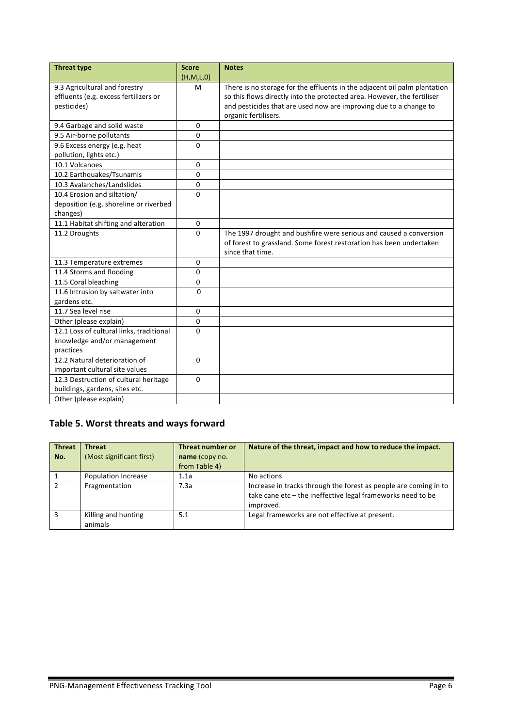| Threat type | Score (H,M,L,0) | Notes |
|---|---|---|
| 9.3 Agricultural and forestry effluents (e.g. excess fertilizers or pesticides) | M | There is no storage for the effluents in the adjacent oil palm plantation so this flows directly into the protected area. However, the fertiser and pesticides that are used now are improving due to a change to organic fertilisers. |
| 9.4 Garbage and solid waste | 0 | |
| 9.5 Air-borne pollutants | 0 | |
| 9.6 Excess energy (e.g. heat pollution, lights etc.) | 0 | |
| 10.1 Volcanoes | 0 | |
| 10.2 Earthquakes/Tsunamis | 0 | |
| 10.3 Avalanches/Landslides | 0 | |
| 10.4 Erosion and siltation/ deposition (e.g. shoreline or riverbed changes) | 0 | |
| 11.1 Habitat shifting and alteration | 0 | |
| 11.2 Droughts | 0 | The 1997 drought and bushfire were serious and caused a conversion of forest to grassland. Some forest restoration has been undertaken since that time. |
| 11.3 Temperature extremes | 0 | |
| 11.4 Storms and flooding | 0 | |
| 11.5 Coral bleaching | 0 | |
| 11.6 Intrusion by saltwater into gardens etc. | 0 | |
| 11.7 Sea level rise | 0 | |
| Other (please explain) | 0 | |
| 12.1 Loss of cultural links, traditional knowledge and/or management practices | 0 | |
| 12.2 Natural deterioration of important cultural site values | 0 | |
| 12.3 Destruction of cultural heritage buildings, gardens, sites etc. | 0 | |
| Other (please explain) | | |

## Table 5. Worst threats and ways forward

| Threat No. | Threat (Most significant first) | Threat number or name (copy no. from Table 4) | Nature of the threat, impact and how to reduce the impact. |
|---|---|---|---|
| 1 | Population Increase | 1.1a | No actions |
| 2 | Fragmentation | 7.3a | Increase in tracks through the forest as people are coming in to take cane etc – the ineffective legal frameworks need to be improved. |
| 3 | Killing and hunting animals | 5.1 | Legal frameworks are not effective at present. |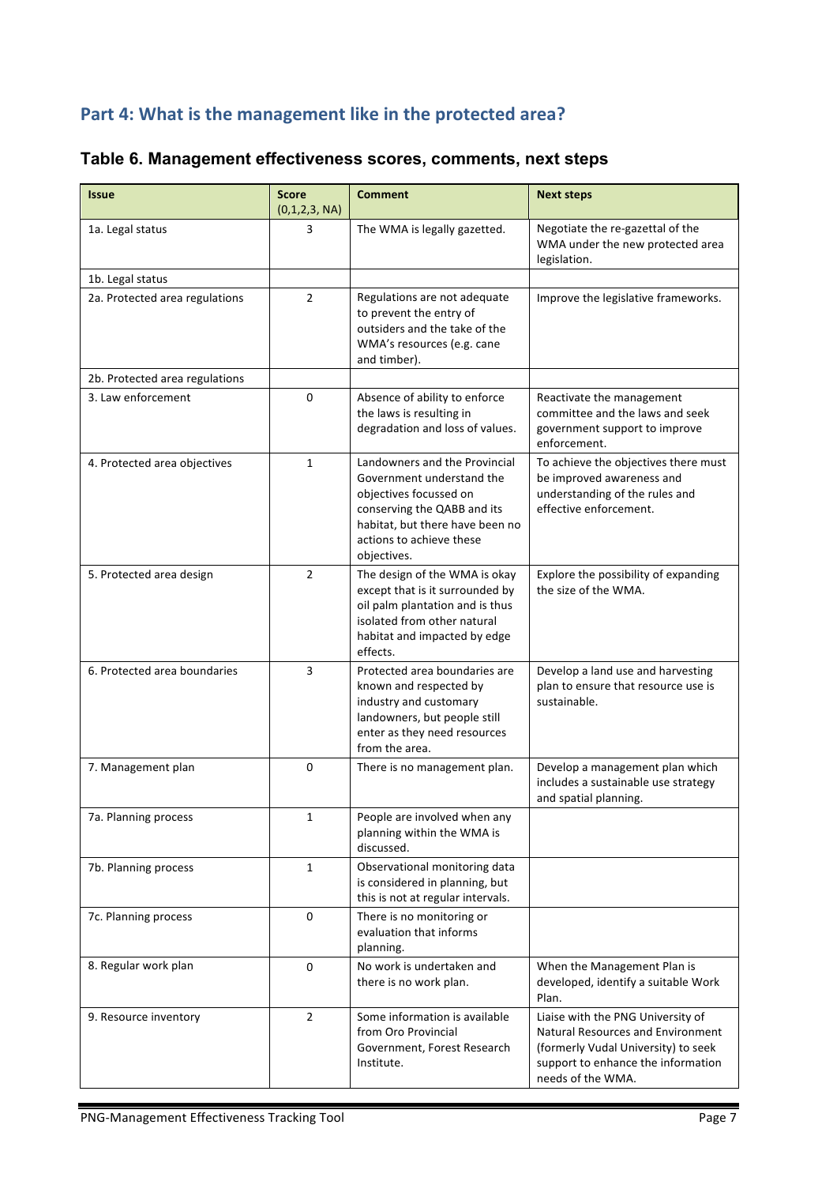## Part 4: What is the management like in the protected area?

### Table 6. Management effectiveness scores, comments, next steps

| Issue | Score (0,1,2,3, NA) | Comment | Next steps |
|---|---|---|---|
| 1a. Legal status | 3 | The WMA is legally gazetted. | Negotiate the re-gazettal of the WMA under the new protected area legislation. |
| 1b. Legal status | | | |
| 2a. Protected area regulations | 2 | Regulations are not adequate to prevent the entry of outsiders and the take of the WMA's resources (e.g. cane and timber). | Improve the legislative frameworks. |
| 2b. Protected area regulations | | | |
| 3. Law enforcement | 0 | Absence of ability to enforce the laws is resulting in degradation and loss of values. | Reactivate the management committee and the laws and seek government support to improve enforcement. |
| 4. Protected area objectives | 1 | Landowners and the Provincial Government understand the objectives focussed on conserving the QABB and its habitat, but there have been no actions to achieve these objectives. | To achieve the objectives there must be improved awareness and understanding of the rules and effective enforcement. |
| 5. Protected area design | 2 | The design of the WMA is okay except that is it surrounded by oil palm plantation and is thus isolated from other natural habitat and impacted by edge effects. | Explore the possibility of expanding the size of the WMA. |
| 6. Protected area boundaries | 3 | Protected area boundaries are known and respected by industry and customary landowners, but people still enter as they need resources from the area. | Develop a land use and harvesting plan to ensure that resource use is sustainable. |
| 7. Management plan | 0 | There is no management plan. | Develop a management plan which includes a sustainable use strategy and spatial planning. |
| 7a. Planning process | 1 | People are involved when any planning within the WMA is discussed. | |
| 7b. Planning process | 1 | Observational monitoring data is considered in planning, but this is not at regular intervals. | |
| 7c. Planning process | 0 | There is no monitoring or evaluation that informs planning. | |
| 8. Regular work plan | 0 | No work is undertaken and there is no work plan. | When the Management Plan is developed, identify a suitable Work Plan. |
| 9. Resource inventory | 2 | Some information is available from Oro Provincial Government, Forest Research Institute. | Liaise with the PNG University of Natural Resources and Environment (formerly Vudal University) to seek support to enhance the information needs of the WMA. |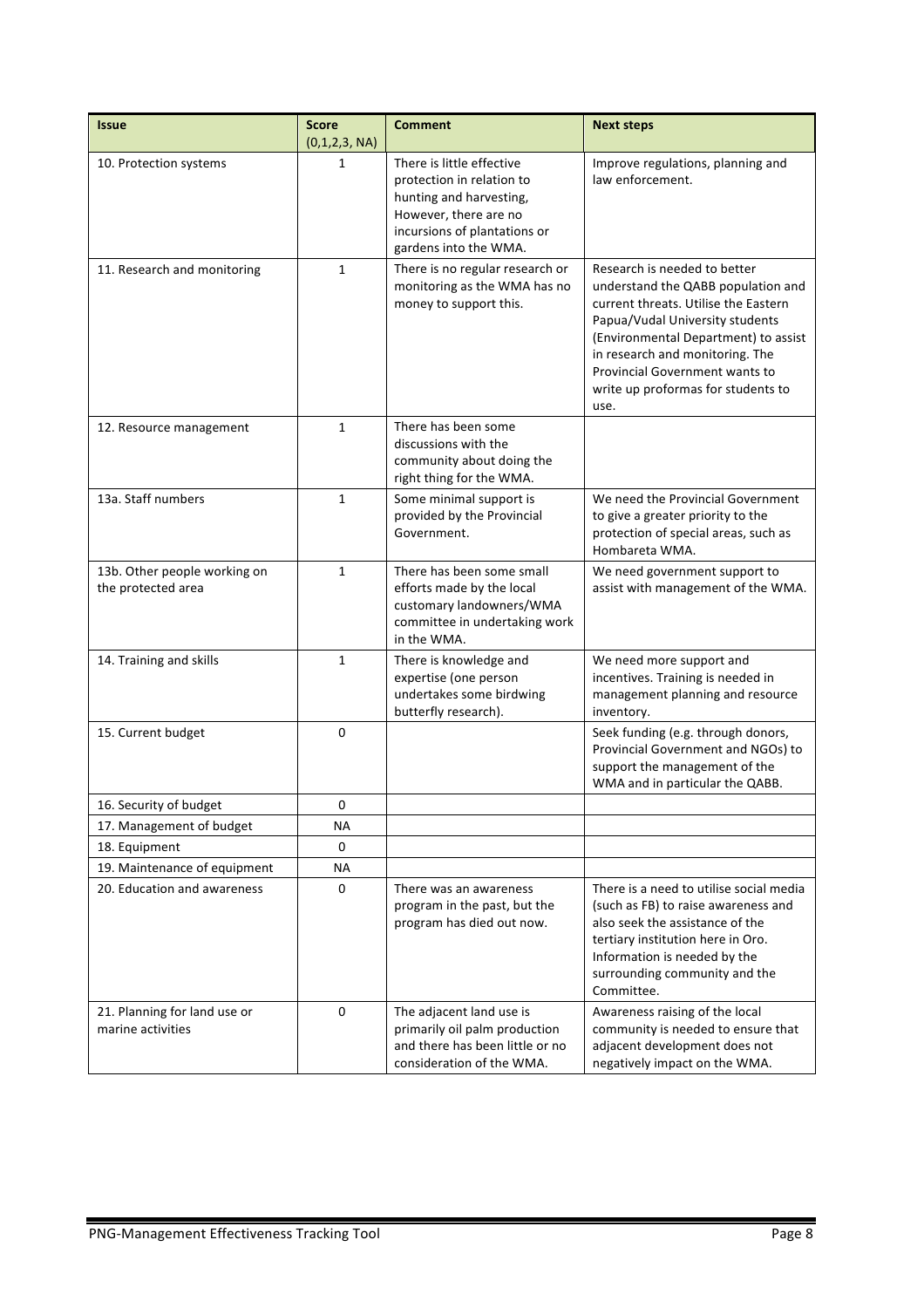| Issue | Score (0,1,2,3, NA) | Comment | Next steps |
|---|---|---|---|
| 10. Protection systems | 1 | There is little effective protection in relation to hunting and harvesting, However, there are no incursions of plantations or gardens into the WMA. | Improve regulations, planning and law enforcement. |
| 11. Research and monitoring | 1 | There is no regular research or monitoring as the WMA has no money to support this. | Research is needed to better understand the QABB population and current threats. Utilise the Eastern Papua/Vudal University students (Environmental Department) to assist in research and monitoring. The Provincial Government wants to write up proformas for students to use. |
| 12. Resource management | 1 | There has been some discussions with the community about doing the right thing for the WMA. | |
| 13a. Staff numbers | 1 | Some minimal support is provided by the Provincial Government. | We need the Provincial Government to give a greater priority to the protection of special areas, such as Hombareta WMA. |
| 13b. Other people working on the protected area | 1 | There has been some small efforts made by the local customary landowners/WMA committee in undertaking work in the WMA. | We need government support to assist with management of the WMA. |
| 14. Training and skills | 1 | There is knowledge and expertise (one person undertakes some birdwing butterfly research). | We need more support and incentives. Training is needed in management planning and resource inventory. |
| 15. Current budget | 0 | | Seek funding (e.g. through donors, Provincial Government and NGOs) to support the management of the WMA and in particular the QABB. |
| 16. Security of budget | 0 | | |
| 17. Management of budget | NA | | |
| 18. Equipment | 0 | | |
| 19. Maintenance of equipment | NA | | |
| 20. Education and awareness | 0 | There was an awareness program in the past, but the program has died out now. | There is a need to utilise social media (such as FB) to raise awareness and also seek the assistance of the tertiary institution here in Oro. Information is needed by the surrounding community and the Committee. |
| 21. Planning for land use or marine activities | 0 | The adjacent land use is primarily oil palm production and there has been little or no consideration of the WMA. | Awareness raising of the local community is needed to ensure that adjacent development does not negatively impact on the WMA. |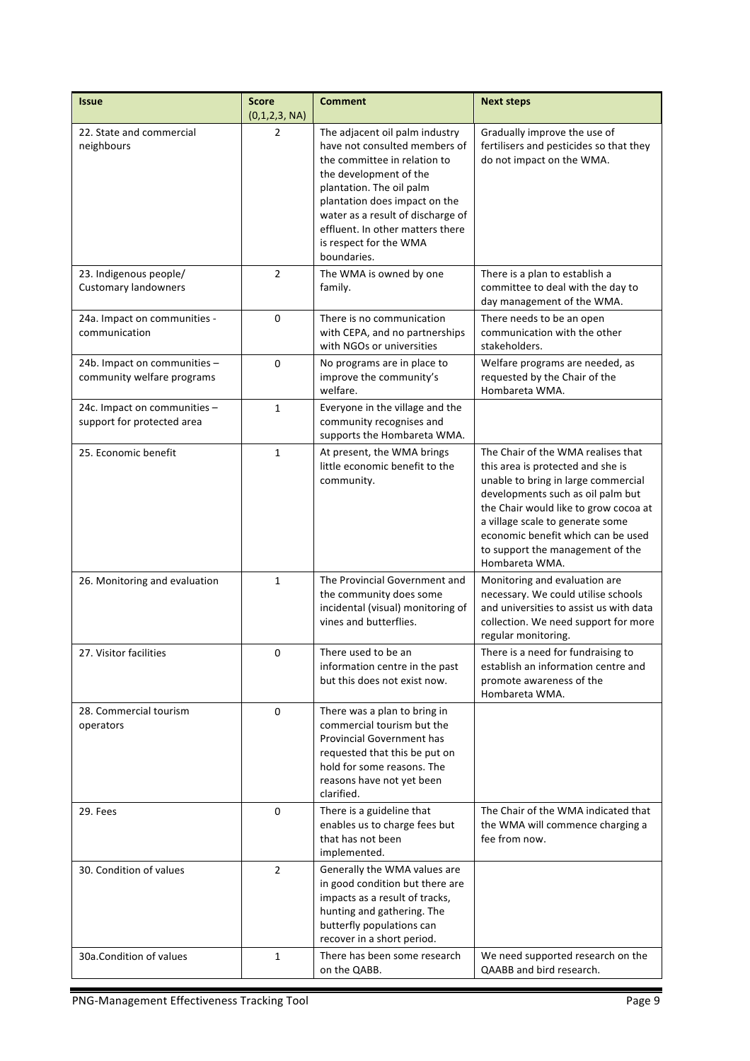| Issue | Score (0,1,2,3, NA) | Comment | Next steps |
|---|---|---|---|
| 22. State and commercial neighbours | 2 | The adjacent oil palm industry have not consulted members of the committee in relation to the development of the plantation. The oil palm plantation does impact on the water as a result of discharge of effluent. In other matters there is respect for the WMA boundaries. | Gradually improve the use of fertilisers and pesticides so that they do not impact on the WMA. |
| 23. Indigenous people/ Customary landowners | 2 | The WMA is owned by one family. | There is a plan to establish a committee to deal with the day to day management of the WMA. |
| 24a. Impact on communities - communication | 0 | There is no communication with CEPA, and no partnerships with NGOs or universities | There needs to be an open communication with the other stakeholders. |
| 24b. Impact on communities – community welfare programs | 0 | No programs are in place to improve the community's welfare. | Welfare programs are needed, as requested by the Chair of the Hombareta WMA. |
| 24c. Impact on communities – support for protected area | 1 | Everyone in the village and the community recognises and supports the Hombareta WMA. | |
| 25. Economic benefit | 1 | At present, the WMA brings little economic benefit to the community. | The Chair of the WMA realises that this area is protected and she is unable to bring in large commercial developments such as oil palm but the Chair would like to grow cocoa at a village scale to generate some economic benefit which can be used to support the management of the Hombareta WMA. |
| 26. Monitoring and evaluation | 1 | The Provincial Government and the community does some incidental (visual) monitoring of vines and butterflies. | Monitoring and evaluation are necessary. We could utilise schools and universities to assist us with data collection. We need support for more regular monitoring. |
| 27. Visitor facilities | 0 | There used to be an information centre in the past but this does not exist now. | There is a need for fundraising to establish an information centre and promote awareness of the Hombareta WMA. |
| 28. Commercial tourism operators | 0 | There was a plan to bring in commercial tourism but the Provincial Government has requested that this be put on hold for some reasons. The reasons have not yet been clarified. | |
| 29. Fees | 0 | There is a guideline that enables us to charge fees but that has not been implemented. | The Chair of the WMA indicated that the WMA will commence charging a fee from now. |
| 30. Condition of values | 2 | Generally the WMA values are in good condition but there are impacts as a result of tracks, hunting and gathering. The butterfly populations can recover in a short period. | |
| 30a.Condition of values | 1 | There has been some research on the QABB. | We need supported research on the QAABB and bird research. |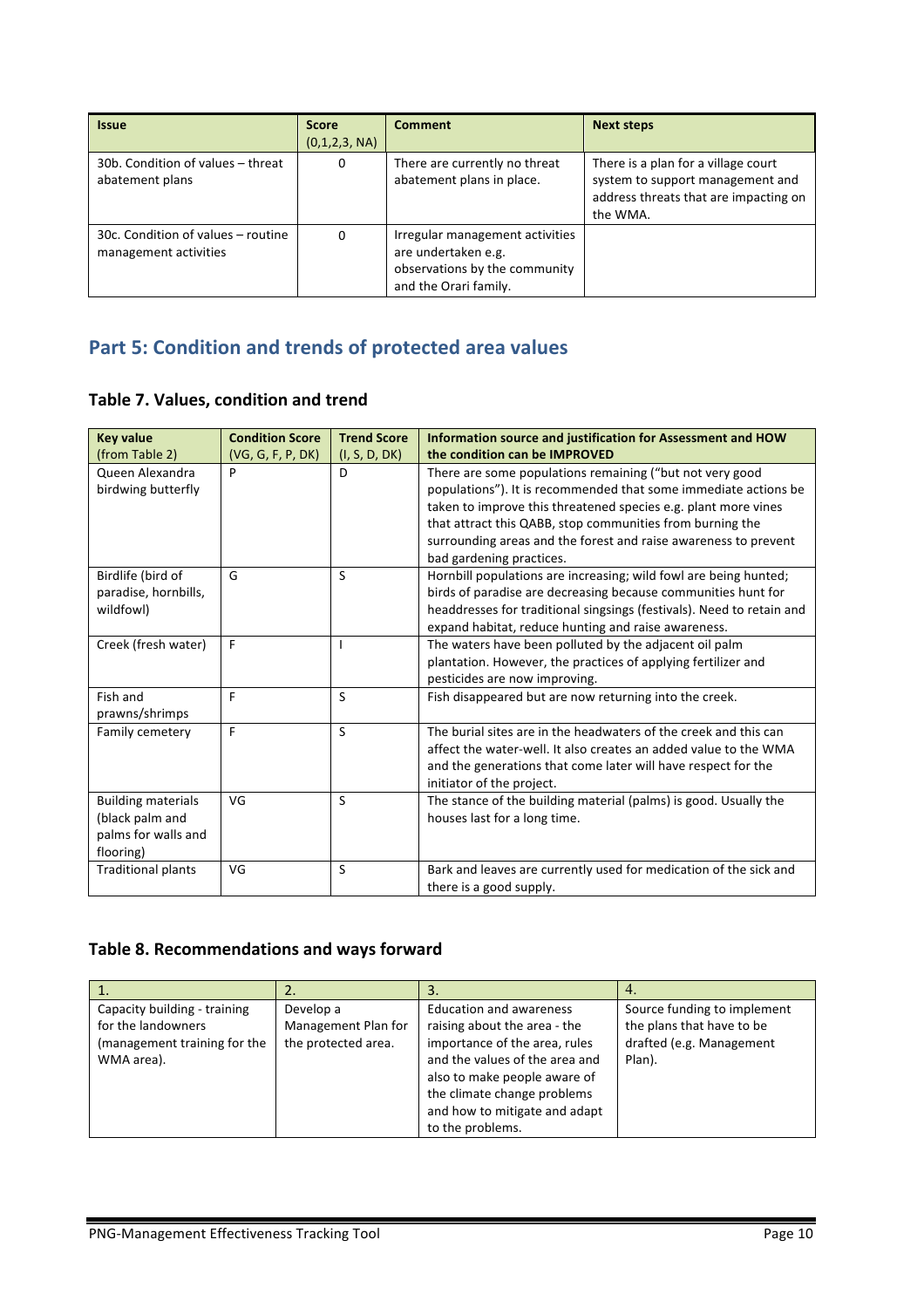| Issue | Score (0,1,2,3, NA) | Comment | Next steps |
|---|---|---|---|
| 30b. Condition of values – threat abatement plans | 0 | There are currently no threat abatement plans in place. | There is a plan for a village court system to support management and address threats that are impacting on the WMA. |
| 30c. Condition of values – routine management activities | 0 | Irregular management activities are undertaken e.g. observations by the community and the Orari family. | |

## Part 5: Condition and trends of protected area values

### Table 7. Values, condition and trend

| Key value (from Table 2) | Condition Score (VG, G, F, P, DK) | Trend Score (I, S, D, DK) | Information source and justification for Assessment and HOW the condition can be IMPROVED |
|---|---|---|---|
| Queen Alexandra birdwing butterfly | P | D | There are some populations remaining ("but not very good populations"). It is recommended that some immediate actions be taken to improve this threatened species e.g. plant more vines that attract this QABB, stop communities from burning the surrounding areas and the forest and raise awareness to prevent bad gardening practices. |
| Birdlife (bird of paradise, hornbills, wildfowl) | G | S | Hornbill populations are increasing; wild fowl are being hunted; birds of paradise are decreasing because communities hunt for headdresses for traditional singsings (festivals). Need to retain and expand habitat, reduce hunting and raise awareness. |
| Creek (fresh water) | F | I | The waters have been polluted by the adjacent oil palm plantation. However, the practices of applying fertilizer and pesticides are now improving. |
| Fish and prawns/shrimps | F | S | Fish disappeared but are now returning into the creek. |
| Family cemetery | F | S | The burial sites are in the headwaters of the creek and this can affect the water-well. It also creates an added value to the WMA and the generations that come later will have respect for the initiator of the project. |
| Building materials (black palm and palms for walls and flooring) | VG | S | The stance of the building material (palms) is good. Usually the houses last for a long time. |
| Traditional plants | VG | S | Bark and leaves are currently used for medication of the sick and there is a good supply. |

### Table 8. Recommendations and ways forward

| 1. | 2. | 3. | 4. |
|---|---|---|---|
| Capacity building - training for the landowners (management training for the WMA area). | Develop a Management Plan for the protected area. | Education and awareness raising about the area - the importance of the area, rules and the values of the area and also to make people aware of the climate change problems and how to mitigate and adapt to the problems. | Source funding to implement the plans that have to be drafted (e.g. Management Plan). |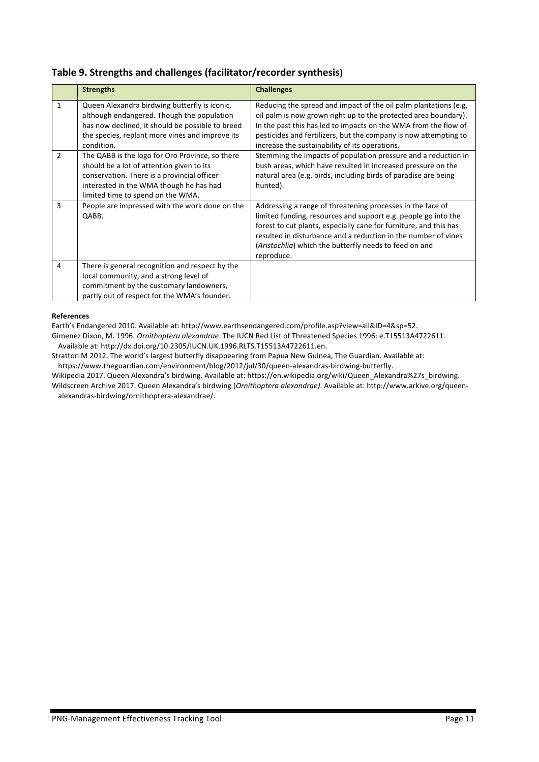## Table 9. Strengths and challenges (facilitator/recorder synthesis)

| | Strengths | Challenges |
|---|---|---|
| 1 | Queen Alexandra birdwing butterfly is iconic, although endangered. Though the population has now declined, it should be possible to breed the species, replant more vines and improve its condition. | Reducing the spread and impact of the oil palm plantations (e.g. oil palm is now grown right up to the protected area boundary). In the past this has led to impacts on the WMA from the flow of pesticides and fertilizers, but the company is now attempting to increase the sustainability of its operations. |
| 2 | The QABB is the logo for Oro Province, so there should be a lot of attention given to its conservation. There is a provincial officer interested in the WMA though he has had limited time to spend on the WMA. | Stemming the impacts of population pressure and a reduction in bush areas, which have resulted in increased pressure on the natural area (e.g. birds, including birds of paradise are being hunted). |
| 3 | People are impressed with the work done on the QABB. | Addressing a range of threatening processes in the face of limited funding, resources and support e.g. people go into the forest to cut plants, especially cane for furniture, and this has resulted in disturbance and a reduction in the number of vines (*Aristochlia*) which the butterfly needs to feed on and reproduce. |
| 4 | There is general recognition and respect by the local community, and a strong level of commitment by the customary landowners, partly out of respect for the WMA's founder. | |

**References**

Earth's Endangered 2010. Available at: http://www.earthsendangered.com/profile.asp?view=all&ID=4&sp=52.

Gimenez Dixon, M. 1996. *Ornithoptera alexandrae*. The IUCN Red List of Threatened Species 1996: e.T15513A4722611. Available at: http://dx.doi.org/10.2305/IUCN.UK.1996.RLTS.T15513A4722611.en.

Stratton M 2012. The world's largest butterfly disappearing from Papua New Guinea, The Guardian. Available at: https://www.theguardian.com/environment/blog/2012/jul/30/queen-alexandras-birdwing-butterfly.

Wikipedia 2017. Queen Alexandra's birdwing. Available at: https://en.wikipedia.org/wiki/Queen_Alexandra%27s_birdwing.

Wildscreen Archive 2017. Queen Alexandra's birdwing (*Ornithoptera alexandrae)*. Available at: http://www.arkive.org/queen-alexandras-birdwing/ornithoptera-alexandrae/.